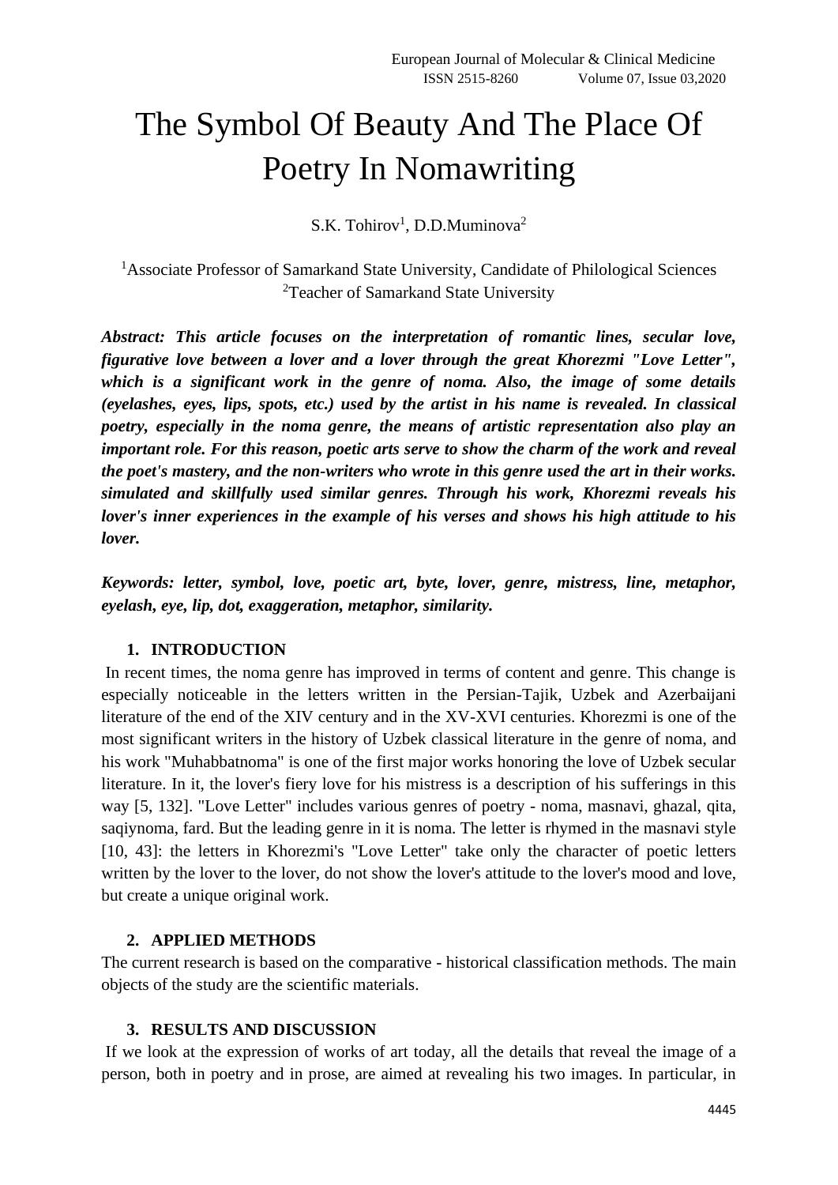# The Symbol Of Beauty And The Place Of Poetry In Nomawriting

S.K. Tohirov[1], D.D.Muminova[2]

[1]Associate Professor of Samarkand State University, Candidate of Philological Sciences
[2]Teacher of Samarkand State University

***Abstract: This article focuses on the interpretation of romantic lines, secular love, figurative love between a lover and a lover through the great Khorezmi "Love Letter", which is a significant work in the genre of noma. Also, the image of some details (eyelashes, eyes, lips, spots, etc.) used by the artist in his name is revealed. In classical poetry, especially in the noma genre, the means of artistic representation also play an important role. For this reason, poetic arts serve to show the charm of the work and reveal the poet's mastery, and the non-writers who wrote in this genre used the art in their works. simulated and skillfully used similar genres. Through his work, Khorezmi reveals his lover's inner experiences in the example of his verses and shows his high attitude to his lover.***

***Keywords: letter, symbol, love, poetic art, byte, lover, genre, mistress, line, metaphor, eyelash, eye, lip, dot, exaggeration, metaphor, similarity.***

## 1. INTRODUCTION

In recent times, the noma genre has improved in terms of content and genre. This change is especially noticeable in the letters written in the Persian-Tajik, Uzbek and Azerbaijani literature of the end of the XIV century and in the XV-XVI centuries. Khorezmi is one of the most significant writers in the history of Uzbek classical literature in the genre of noma, and his work "Muhabbatnoma" is one of the first major works honoring the love of Uzbek secular literature. In it, the lover's fiery love for his mistress is a description of his sufferings in this way [5, 132]. "Love Letter" includes various genres of poetry - noma, masnavi, ghazal, qita, saqiynoma, fard. But the leading genre in it is noma. The letter is rhymed in the masnavi style [10, 43]: the letters in Khorezmi's "Love Letter" take only the character of poetic letters written by the lover to the lover, do not show the lover's attitude to the lover's mood and love, but create a unique original work.

## 2. APPLIED METHODS

The current research is based on the comparative - historical classification methods. The main objects of the study are the scientific materials.

## 3. RESULTS AND DISCUSSION

If we look at the expression of works of art today, all the details that reveal the image of a person, both in poetry and in prose, are aimed at revealing his two images. In particular, in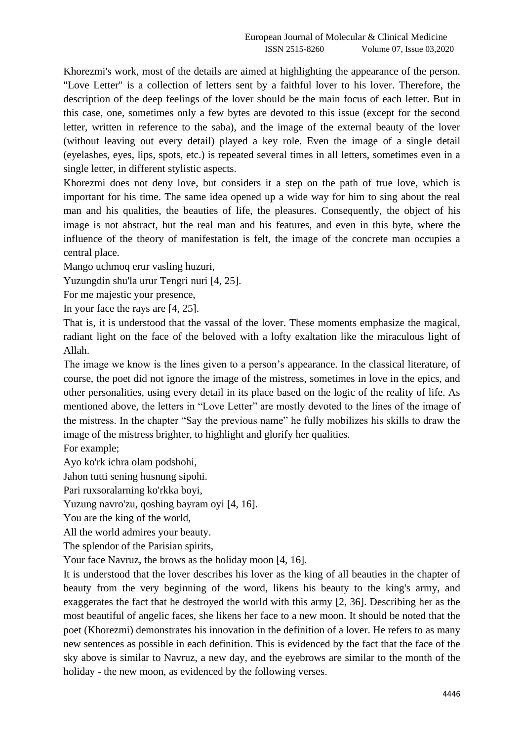Khorezmi's work, most of the details are aimed at highlighting the appearance of the person. "Love Letter" is a collection of letters sent by a faithful lover to his lover. Therefore, the description of the deep feelings of the lover should be the main focus of each letter. But in this case, one, sometimes only a few bytes are devoted to this issue (except for the second letter, written in reference to the saba), and the image of the external beauty of the lover (without leaving out every detail) played a key role. Even the image of a single detail (eyelashes, eyes, lips, spots, etc.) is repeated several times in all letters, sometimes even in a single letter, in different stylistic aspects.

Khorezmi does not deny love, but considers it a step on the path of true love, which is important for his time. The same idea opened up a wide way for him to sing about the real man and his qualities, the beauties of life, the pleasures. Consequently, the object of his image is not abstract, but the real man and his features, and even in this byte, where the influence of the theory of manifestation is felt, the image of the concrete man occupies a central place.

Mango uchmoq erur vasling huzuri,
Yuzungdin shu'la urur Tengri nuri [4, 25].
For me majestic your presence,
In your face the rays are [4, 25].

That is, it is understood that the vassal of the lover. These moments emphasize the magical, radiant light on the face of the beloved with a lofty exaltation like the miraculous light of Allah.

The image we know is the lines given to a person's appearance. In the classical literature, of course, the poet did not ignore the image of the mistress, sometimes in love in the epics, and other personalities, using every detail in its place based on the logic of the reality of life. As mentioned above, the letters in "Love Letter" are mostly devoted to the lines of the image of the mistress. In the chapter "Say the previous name" he fully mobilizes his skills to draw the image of the mistress brighter, to highlight and glorify her qualities.

For example;

Ayo ko'rk ichra olam podshohi,
Jahon tutti sening husnung sipohi.
Pari ruxsoralarning ko'rkka boyi,
Yuzung navro'zu, qoshing bayram oyi [4, 16].
You are the king of the world,
All the world admires your beauty.
The splendor of the Parisian spirits,
Your face Navruz, the brows as the holiday moon [4, 16].

It is understood that the lover describes his lover as the king of all beauties in the chapter of beauty from the very beginning of the word, likens his beauty to the king's army, and exaggerates the fact that he destroyed the world with this army [2, 36]. Describing her as the most beautiful of angelic faces, she likens her face to a new moon. It should be noted that the poet (Khorezmi) demonstrates his innovation in the definition of a lover. He refers to as many new sentences as possible in each definition. This is evidenced by the fact that the face of the sky above is similar to Navruz, a new day, and the eyebrows are similar to the month of the holiday - the new moon, as evidenced by the following verses.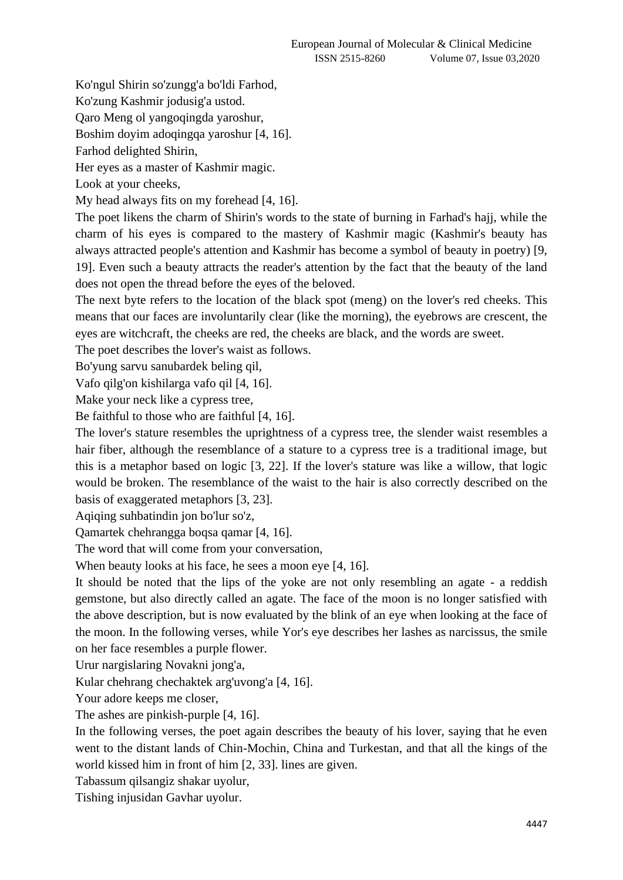Ko'ngul Shirin so'zungg'a bo'ldi Farhod,  
Ko'zung Kashmir jodusig'a ustod.  
Qaro Meng ol yangoqingda yaroshur,  
Boshim doyim adoqingqa yaroshur [4, 16].  
Farhod delighted Shirin,  
Her eyes as a master of Kashmir magic.  
Look at your cheeks,  
My head always fits on my forehead [4, 16].

The poet likens the charm of Shirin's words to the state of burning in Farhad's hajj, while the charm of his eyes is compared to the mastery of Kashmir magic (Kashmir's beauty has always attracted people's attention and Kashmir has become a symbol of beauty in poetry) [9, 19]. Even such a beauty attracts the reader's attention by the fact that the beauty of the land does not open the thread before the eyes of the beloved.

The next byte refers to the location of the black spot (meng) on the lover's red cheeks. This means that our faces are involuntarily clear (like the morning), the eyebrows are crescent, the eyes are witchcraft, the cheeks are red, the cheeks are black, and the words are sweet.

The poet describes the lover's waist as follows.

Bo'yung sarvu sanubardek beling qil,  
Vafo qilg'on kishilarga vafo qil [4, 16].  
Make your neck like a cypress tree,  
Be faithful to those who are faithful [4, 16].

The lover's stature resembles the uprightness of a cypress tree, the slender waist resembles a hair fiber, although the resemblance of a stature to a cypress tree is a traditional image, but this is a metaphor based on logic [3, 22]. If the lover's stature was like a willow, that logic would be broken. The resemblance of the waist to the hair is also correctly described on the basis of exaggerated metaphors [3, 23].

Aqiqing suhbatindin jon bo'lur so'z,  
Qamartek chehrangga boqsa qamar [4, 16].  
The word that will come from your conversation,  
When beauty looks at his face, he sees a moon eye [4, 16].

It should be noted that the lips of the yoke are not only resembling an agate - a reddish gemstone, but also directly called an agate. The face of the moon is no longer satisfied with the above description, but is now evaluated by the blink of an eye when looking at the face of the moon. In the following verses, while Yor's eye describes her lashes as narcissus, the smile on her face resembles a purple flower.

Urur nargislaring Novakni jong'a,  
Kular chehrang chechaktek arg'uvong'a [4, 16].  
Your adore keeps me closer,  
The ashes are pinkish-purple [4, 16].

In the following verses, the poet again describes the beauty of his lover, saying that he even went to the distant lands of Chin-Mochin, China and Turkestan, and that all the kings of the world kissed him in front of him [2, 33]. lines are given.

Tabassum qilsangiz shakar uyolur,  
Tishing injusidan Gavhar uyolur.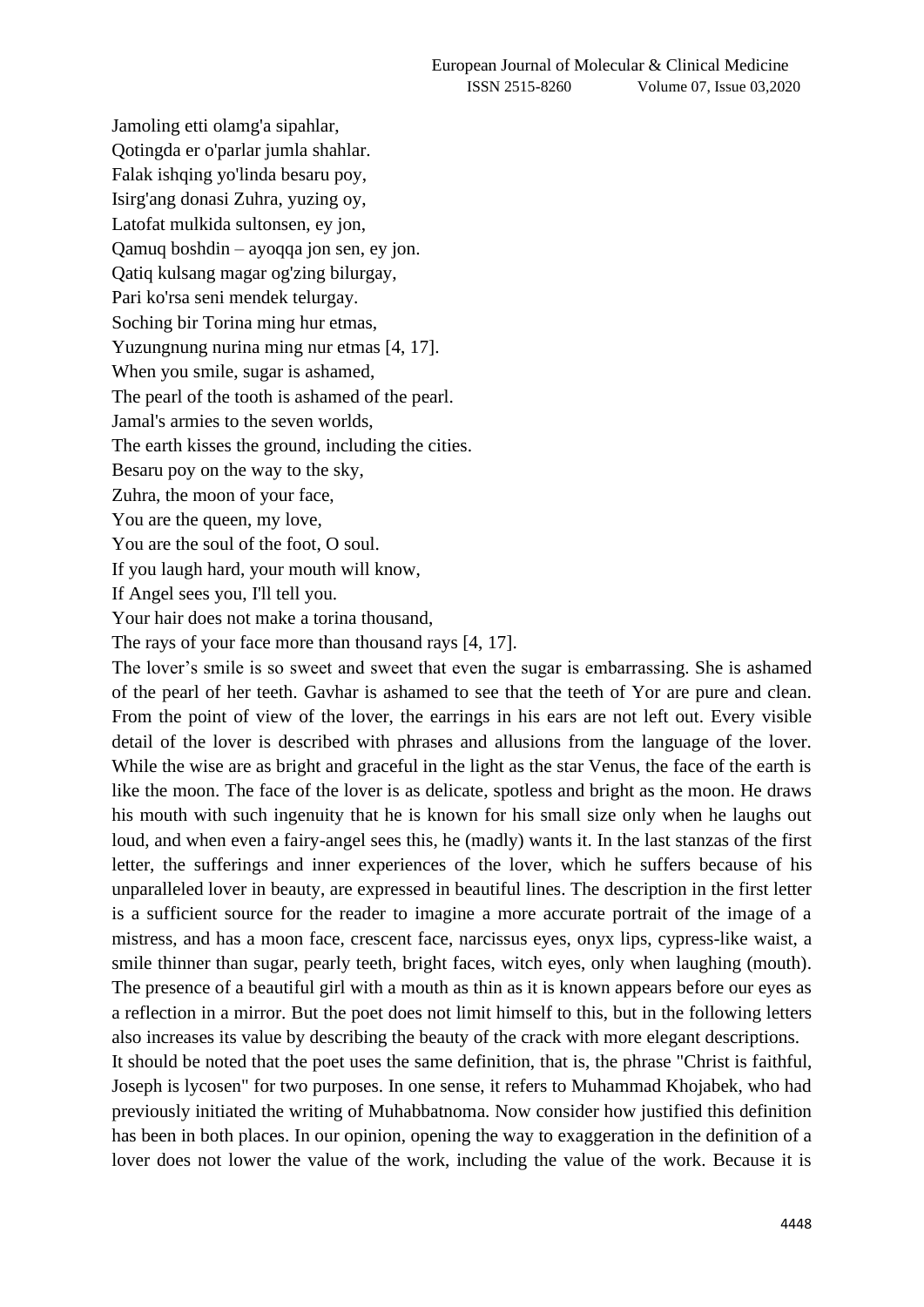Jamoling etti olamg'a sipahlar,
Qotingda er o'parlar jumla shahlar.
Falak ishqing yo'linda besaru poy,
Isirg'ang donasi Zuhra, yuzing oy,
Latofat mulkida sultonsen, ey jon,
Qamuq boshdin – ayoqqa jon sen, ey jon.
Qatiq kulsang magar og'zing bilurgay,
Pari ko'rsa seni mendek telurgay.
Soching bir Torina ming hur etmas,
Yuzungnung nurina ming nur etmas [4, 17].
When you smile, sugar is ashamed,
The pearl of the tooth is ashamed of the pearl.
Jamal's armies to the seven worlds,
The earth kisses the ground, including the cities.
Besaru poy on the way to the sky,
Zuhra, the moon of your face,
You are the queen, my love,
You are the soul of the foot, O soul.
If you laugh hard, your mouth will know,
If Angel sees you, I'll tell you.
Your hair does not make a torina thousand,
The rays of your face more than thousand rays [4, 17].

The lover's smile is so sweet and sweet that even the sugar is embarrassing. She is ashamed of the pearl of her teeth. Gavhar is ashamed to see that the teeth of Yor are pure and clean. From the point of view of the lover, the earrings in his ears are not left out. Every visible detail of the lover is described with phrases and allusions from the language of the lover. While the wise are as bright and graceful in the light as the star Venus, the face of the earth is like the moon. The face of the lover is as delicate, spotless and bright as the moon. He draws his mouth with such ingenuity that he is known for his small size only when he laughs out loud, and when even a fairy-angel sees this, he (madly) wants it. In the last stanzas of the first letter, the sufferings and inner experiences of the lover, which he suffers because of his unparalleled lover in beauty, are expressed in beautiful lines. The description in the first letter is a sufficient source for the reader to imagine a more accurate portrait of the image of a mistress, and has a moon face, crescent face, narcissus eyes, onyx lips, cypress-like waist, a smile thinner than sugar, pearly teeth, bright faces, witch eyes, only when laughing (mouth). The presence of a beautiful girl with a mouth as thin as it is known appears before our eyes as a reflection in a mirror. But the poet does not limit himself to this, but in the following letters also increases its value by describing the beauty of the crack with more elegant descriptions.

It should be noted that the poet uses the same definition, that is, the phrase "Christ is faithful, Joseph is lycosen" for two purposes. In one sense, it refers to Muhammad Khojabek, who had previously initiated the writing of Muhabbatnoma. Now consider how justified this definition has been in both places. In our opinion, opening the way to exaggeration in the definition of a lover does not lower the value of the work, including the value of the work. Because it is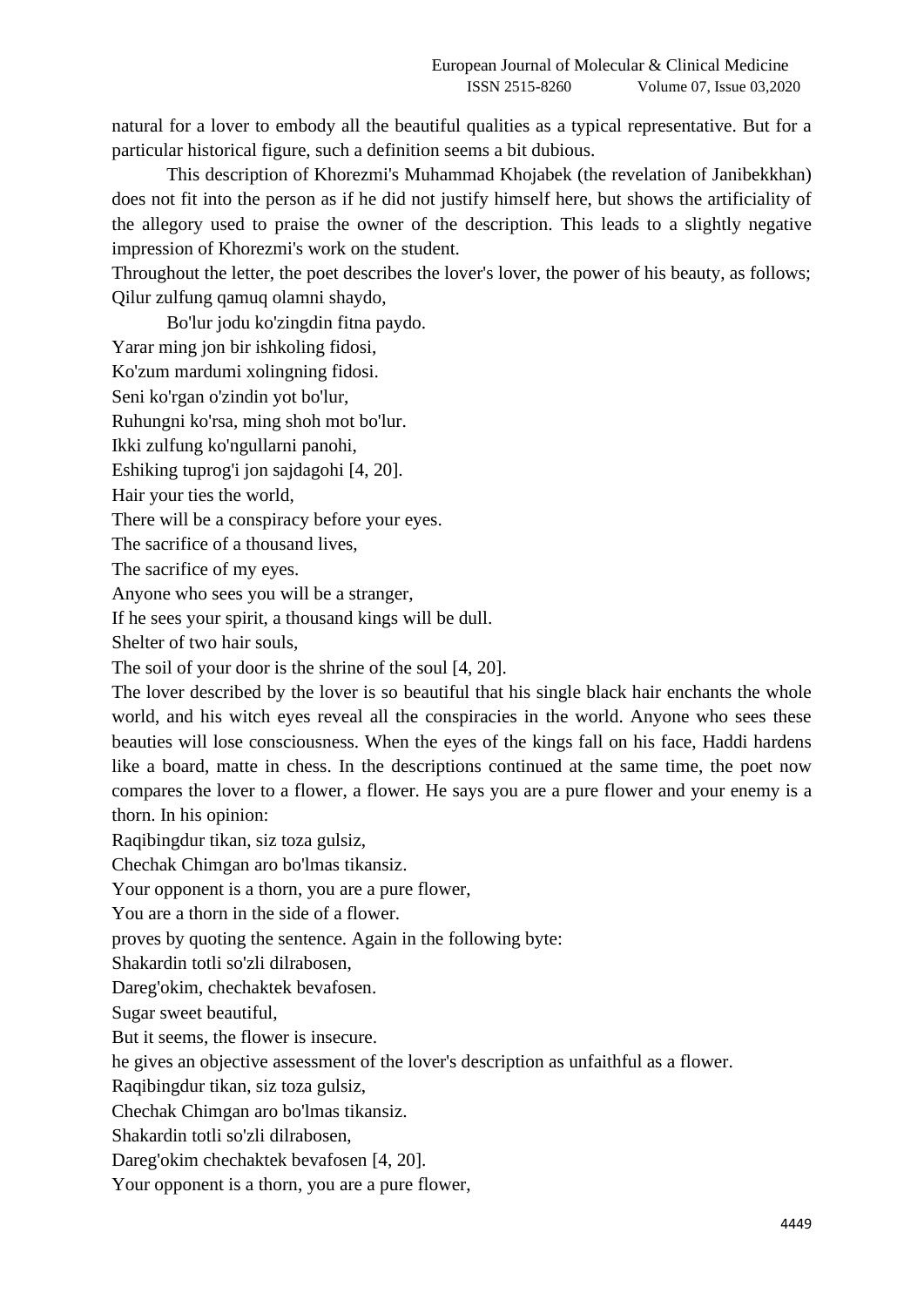natural for a lover to embody all the beautiful qualities as a typical representative. But for a particular historical figure, such a definition seems a bit dubious.

This description of Khorezmi's Muhammad Khojabek (the revelation of Janibekkhan) does not fit into the person as if he did not justify himself here, but shows the artificiality of the allegory used to praise the owner of the description. This leads to a slightly negative impression of Khorezmi's work on the student.

Throughout the letter, the poet describes the lover's lover, the power of his beauty, as follows;

Qilur zulfung qamuq olamni shaydo,

Bo'lur jodu ko'zingdin fitna paydo.

Yarar ming jon bir ishkoling fidosi,

Ko'zum mardumi xolingning fidosi.

Seni ko'rgan o'zindin yot bo'lur,

Ruhungni ko'rsa, ming shoh mot bo'lur.

Ikki zulfung ko'ngullarni panohi,

Eshiking tuprog'i jon sajdagohi [4, 20].

Hair your ties the world,

There will be a conspiracy before your eyes.

The sacrifice of a thousand lives,

The sacrifice of my eyes.

Anyone who sees you will be a stranger,

If he sees your spirit, a thousand kings will be dull.

Shelter of two hair souls,

The soil of your door is the shrine of the soul [4, 20].

The lover described by the lover is so beautiful that his single black hair enchants the whole world, and his witch eyes reveal all the conspiracies in the world. Anyone who sees these beauties will lose consciousness. When the eyes of the kings fall on his face, Haddi hardens like a board, matte in chess. In the descriptions continued at the same time, the poet now compares the lover to a flower, a flower. He says you are a pure flower and your enemy is a thorn. In his opinion:

Raqibingdur tikan, siz toza gulsiz,

Chechak Chimgan aro bo'lmas tikansiz.

Your opponent is a thorn, you are a pure flower,

You are a thorn in the side of a flower.

proves by quoting the sentence. Again in the following byte:

Shakardin totli so'zli dilrabosen,

Dareg'okim, chechaktek bevafosen.

Sugar sweet beautiful,

But it seems, the flower is insecure.

he gives an objective assessment of the lover's description as unfaithful as a flower.

Raqibingdur tikan, siz toza gulsiz,

Chechak Chimgan aro bo'lmas tikansiz.

Shakardin totli so'zli dilrabosen,

Dareg'okim chechaktek bevafosen [4, 20].

Your opponent is a thorn, you are a pure flower,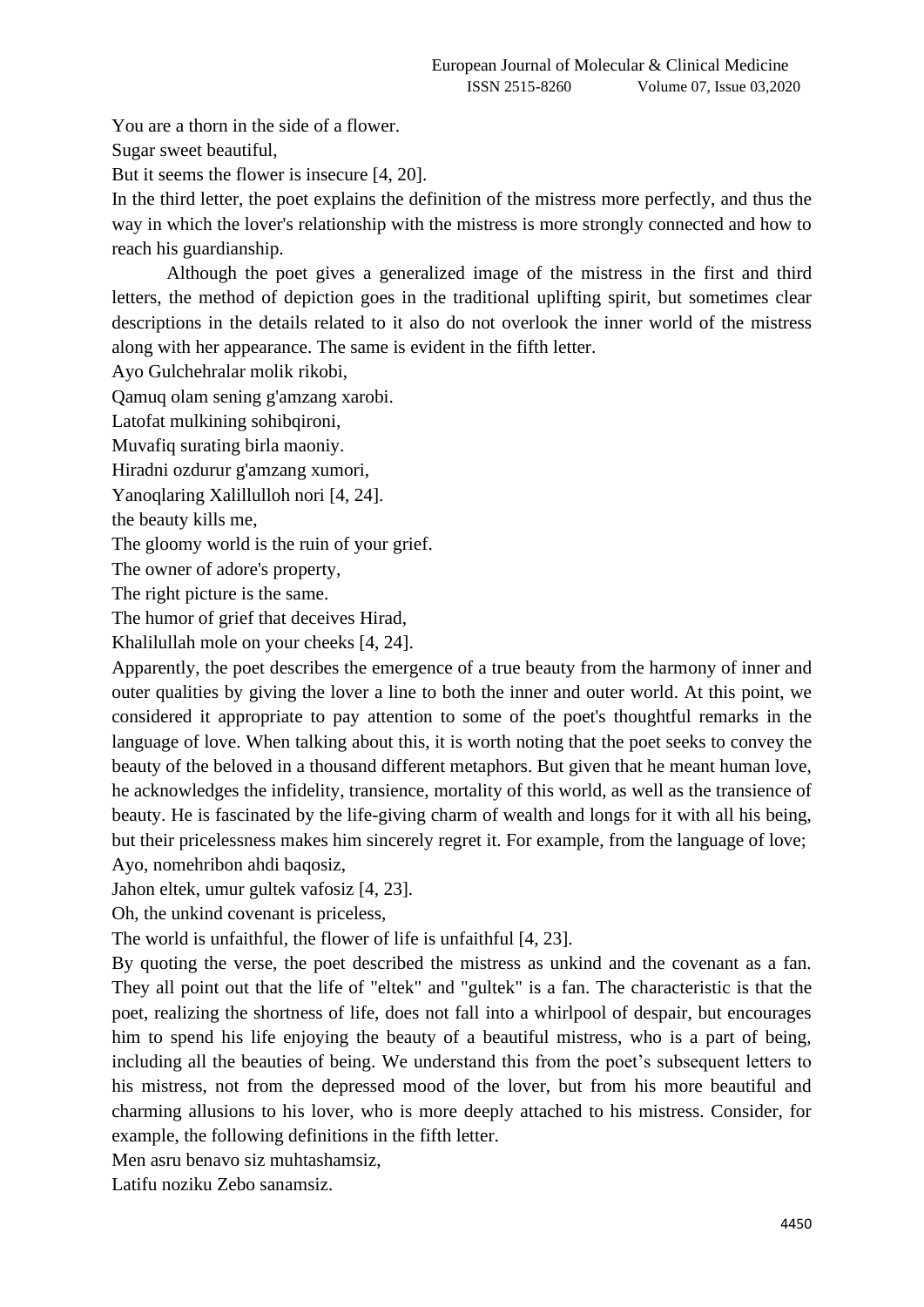You are a thorn in the side of a flower.
Sugar sweet beautiful,
But it seems the flower is insecure [4, 20].

In the third letter, the poet explains the definition of the mistress more perfectly, and thus the way in which the lover's relationship with the mistress is more strongly connected and how to reach his guardianship.

Although the poet gives a generalized image of the mistress in the first and third letters, the method of depiction goes in the traditional uplifting spirit, but sometimes clear descriptions in the details related to it also do not overlook the inner world of the mistress along with her appearance. The same is evident in the fifth letter.

Ayo Gulchehralar molik rikobi,
Qamuq olam sening g'amzang xarobi.
Latofat mulkining sohibqironi,
Muvafiq surating birla maoniy.
Hiradni ozdurur g'amzang xumori,
Yanoqlaring Xalillulloh nori [4, 24].

the beauty kills me,
The gloomy world is the ruin of your grief.
The owner of adore's property,
The right picture is the same.
The humor of grief that deceives Hirad,
Khalilullah mole on your cheeks [4, 24].

Apparently, the poet describes the emergence of a true beauty from the harmony of inner and outer qualities by giving the lover a line to both the inner and outer world. At this point, we considered it appropriate to pay attention to some of the poet's thoughtful remarks in the language of love. When talking about this, it is worth noting that the poet seeks to convey the beauty of the beloved in a thousand different metaphors. But given that he meant human love, he acknowledges the infidelity, transience, mortality of this world, as well as the transience of beauty. He is fascinated by the life-giving charm of wealth and longs for it with all his being, but their pricelessness makes him sincerely regret it. For example, from the language of love;

Ayo, nomehribon ahdi baqosiz,
Jahon eltek, umur gultek vafosiz [4, 23].

Oh, the unkind covenant is priceless,
The world is unfaithful, the flower of life is unfaithful [4, 23].

By quoting the verse, the poet described the mistress as unkind and the covenant as a fan. They all point out that the life of "eltek" and "gultek" is a fan. The characteristic is that the poet, realizing the shortness of life, does not fall into a whirlpool of despair, but encourages him to spend his life enjoying the beauty of a beautiful mistress, who is a part of being, including all the beauties of being. We understand this from the poet's subsequent letters to his mistress, not from the depressed mood of the lover, but from his more beautiful and charming allusions to his lover, who is more deeply attached to his mistress. Consider, for example, the following definitions in the fifth letter.

Men asru benavo siz muhtashamsiz,
Latifu noziku Zebo sanamsiz.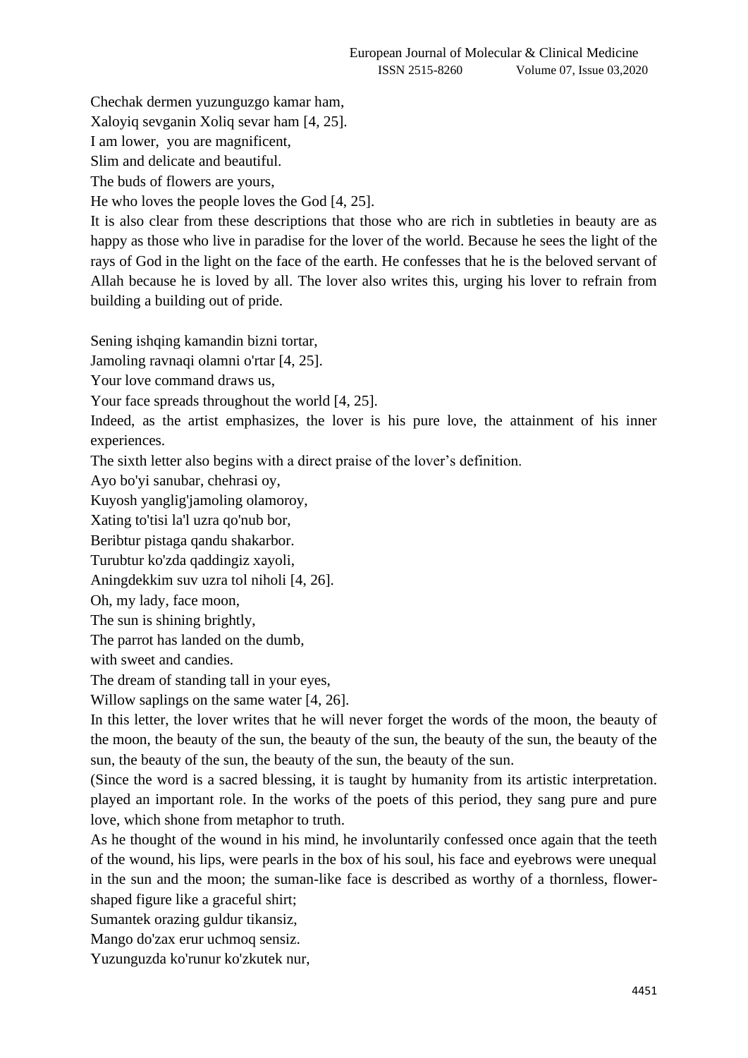Chechak dermen yuzunguzgo kamar ham,
Xaloyiq sevganin Xoliq sevar ham [4, 25].
I am lower, you are magnificent,
Slim and delicate and beautiful.
The buds of flowers are yours,
He who loves the people loves the God [4, 25].

It is also clear from these descriptions that those who are rich in subtleties in beauty are as happy as those who live in paradise for the lover of the world. Because he sees the light of the rays of God in the light on the face of the earth. He confesses that he is the beloved servant of Allah because he is loved by all. The lover also writes this, urging his lover to refrain from building a building out of pride.

Sening ishqing kamandin bizni tortar,
Jamoling ravnaqi olamni o'rtar [4, 25].
Your love command draws us,
Your face spreads throughout the world [4, 25].

Indeed, as the artist emphasizes, the lover is his pure love, the attainment of his inner experiences.

The sixth letter also begins with a direct praise of the lover's definition.

Ayo bo'yi sanubar, chehrasi oy,
Kuyosh yanglig'jamoling olamoroy,
Xating to'tisi la'l uzra qo'nub bor,
Beribtur pistaga qandu shakarbor.
Turubtur ko'zda qaddingiz xayoli,
Aningdekkim suv uzra tol niholi [4, 26].
Oh, my lady, face moon,
The sun is shining brightly,
The parrot has landed on the dumb,
with sweet and candies.
The dream of standing tall in your eyes,
Willow saplings on the same water [4, 26].

In this letter, the lover writes that he will never forget the words of the moon, the beauty of the moon, the beauty of the sun, the beauty of the sun, the beauty of the sun, the beauty of the sun, the beauty of the sun, the beauty of the sun, the beauty of the sun.

(Since the word is a sacred blessing, it is taught by humanity from its artistic interpretation. played an important role. In the works of the poets of this period, they sang pure and pure love, which shone from metaphor to truth.

As he thought of the wound in his mind, he involuntarily confessed once again that the teeth of the wound, his lips, were pearls in the box of his soul, his face and eyebrows were unequal in the sun and the moon; the suman-like face is described as worthy of a thornless, flower-shaped figure like a graceful shirt;

Sumantek orazing guldur tikansiz,
Mango do'zax erur uchmoq sensiz.
Yuzunguzda ko'runur ko'zkutek nur,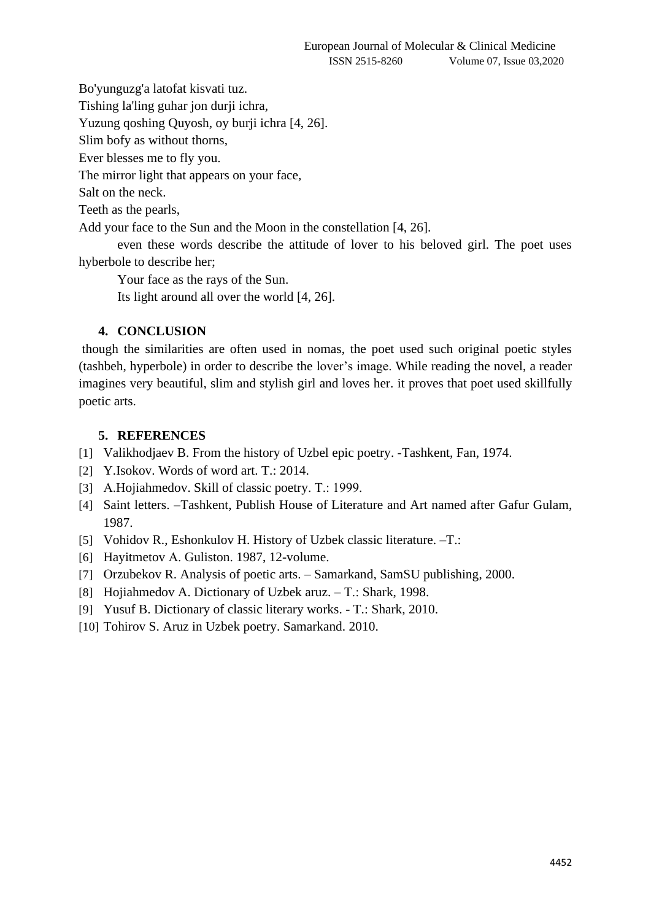Bo'yunguzg'a latofat kisvati tuz.
Tishing la'ling guhar jon durji ichra,
Yuzung qoshing Quyosh, oy burji ichra [4, 26].
Slim bofy as without thorns,
Ever blesses me to fly you.
The mirror light that appears on your face,
Salt on the neck.
Teeth as the pearls,
Add your face to the Sun and the Moon in the constellation [4, 26].

even these words describe the attitude of lover to his beloved girl. The poet uses hyberbole to describe her;

Your face as the rays of the Sun.
Its light around all over the world [4, 26].

## 4. CONCLUSION

though the similarities are often used in nomas, the poet used such original poetic styles (tashbeh, hyperbole) in order to describe the lover's image. While reading the novel, a reader imagines very beautiful, slim and stylish girl and loves her. it proves that poet used skillfully poetic arts.

## 5. REFERENCES

[1] Valikhodjaev B. From the history of Uzbel epic poetry. -Tashkent, Fan, 1974.
[2] Y.Isokov. Words of word art. T.: 2014.
[3] A.Hojiahmedov. Skill of classic poetry. T.: 1999.
[4] Saint letters. –Tashkent, Publish House of Literature and Art named after Gafur Gulam, 1987.
[5] Vohidov R., Eshonkulov H. History of Uzbek classic literature. –T.:
[6] Hayitmetov A. Guliston. 1987, 12-volume.
[7] Orzubekov R. Analysis of poetic arts. – Samarkand, SamSU publishing, 2000.
[8] Hojiahmedov A. Dictionary of Uzbek aruz. – T.: Shark, 1998.
[9] Yusuf B. Dictionary of classic literary works. - T.: Shark, 2010.
[10] Tohirov S. Aruz in Uzbek poetry. Samarkand. 2010.